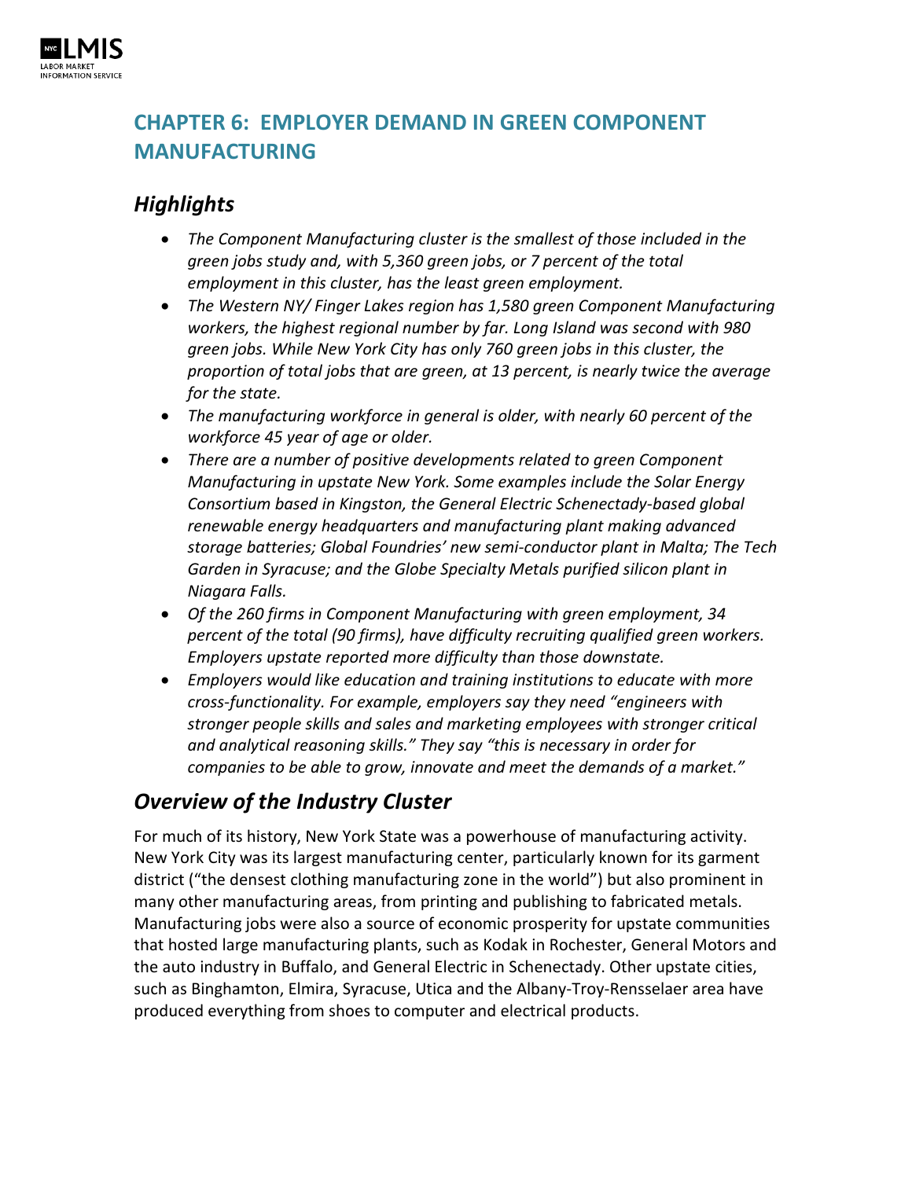# CHAPTER 6: EMPLOYER DEMAND IN GREEN COMPONENT MANUFACTURING

## *Highlights*

- *The Component Manufacturing cluster is the smallest of those included in the green jobs study and, with 5,360 green jobs, or 7 percent of the total employment in this cluster, has the least green employment.*
- *The Western NY/ Finger Lakes region has 1,580 green Component Manufacturing workers, the highest regional number by far. Long Island was second with 980 green jobs. While New York City has only 760 green jobs in this cluster, the proportion of total jobs that are green, at 13 percent, is nearly twice the average for the state.*
- *The manufacturing workforce in general is older, with nearly 60 percent of the workforce 45 year of age or older.*
- *There are a number of positive developments related to green Component Manufacturing in upstate New York. Some examples include the Solar Energy Consortium based in Kingston, the General Electric Schenectady-based global renewable energy headquarters and manufacturing plant making advanced storage batteries; Global Foundries' new semi-conductor plant in Malta; The Tech Garden in Syracuse; and the Globe Specialty Metals purified silicon plant in Niagara Falls.*
- *Of the 260 firms in Component Manufacturing with green employment, 34 percent of the total (90 firms), have difficulty recruiting qualified green workers. Employers upstate reported more difficulty than those downstate.*
- *Employers would like education and training institutions to educate with more cross-functionality. For example, employers say they need "engineers with stronger people skills and sales and marketing employees with stronger critical and analytical reasoning skills." They say "this is necessary in order for companies to be able to grow, innovate and meet the demands of a market."*

## *Overview of the Industry Cluster*

For much of its history, New York State was a powerhouse of manufacturing activity. New York City was its largest manufacturing center, particularly known for its garment district ("the densest clothing manufacturing zone in the world") but also prominent in many other manufacturing areas, from printing and publishing to fabricated metals. Manufacturing jobs were also a source of economic prosperity for upstate communities that hosted large manufacturing plants, such as Kodak in Rochester, General Motors and the auto industry in Buffalo, and General Electric in Schenectady. Other upstate cities, such as Binghamton, Elmira, Syracuse, Utica and the Albany-Troy-Rensselaer area have produced everything from shoes to computer and electrical products.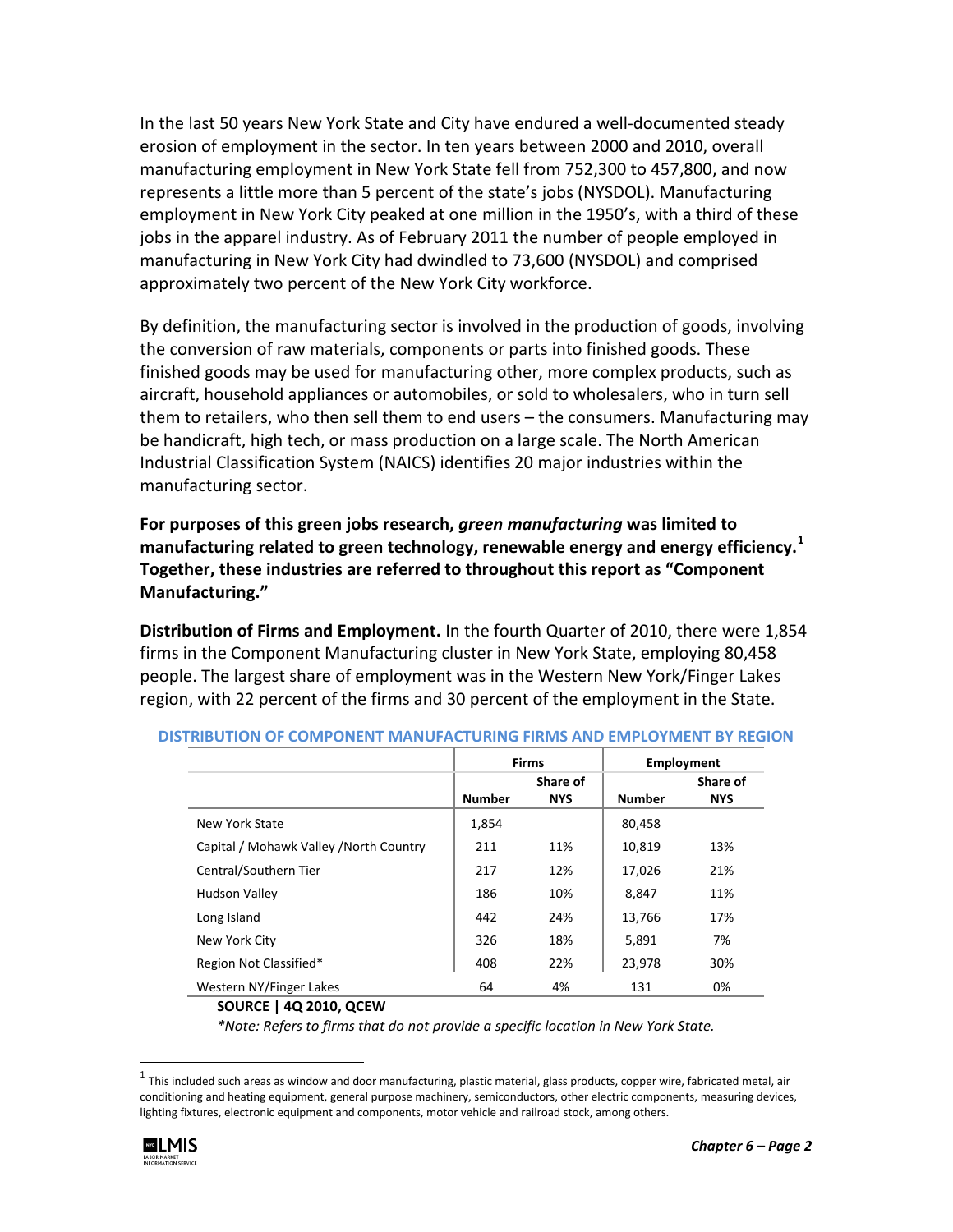In the last 50 years New York State and City have endured a well-documented steady erosion of employment in the sector. In ten years between 2000 and 2010, overall manufacturing employment in New York State fell from 752,300 to 457,800, and now represents a little more than 5 percent of the state's jobs (NYSDOL). Manufacturing employment in New York City peaked at one million in the 1950's, with a third of these jobs in the apparel industry. As of February 2011 the number of people employed in manufacturing in New York City had dwindled to 73,600 (NYSDOL) and comprised approximately two percent of the New York City workforce.

By definition, the manufacturing sector is involved in the production of goods, involving the conversion of raw materials, components or parts into finished goods. These finished goods may be used for manufacturing other, more complex products, such as aircraft, household appliances or automobiles, or sold to wholesalers, who in turn sell them to retailers, who then sell them to end users – the consumers. Manufacturing may be handicraft, high tech, or mass production on a large scale. The North American Industrial Classification System (NAICS) identifies 20 major industries within the manufacturing sector.

**For purposes of this green jobs research, *green manufacturing* was limited to manufacturing related to green technology, renewable energy and energy efficiency.[1] Together, these industries are referred to throughout this report as "Component Manufacturing."**

**Distribution of Firms and Employment.** In the fourth Quarter of 2010, there were 1,854 firms in the Component Manufacturing cluster in New York State, employing 80,458 people. The largest share of employment was in the Western New York/Finger Lakes region, with 22 percent of the firms and 30 percent of the employment in the State.

**DISTRIBUTION OF COMPONENT MANUFACTURING FIRMS AND EMPLOYMENT BY REGION**

| | Firms | | Employment | |
|---|---|---|---|---|
| | Number | Share of NYS | Number | Share of NYS |
| New York State | 1,854 | | 80,458 | |
| Capital / Mohawk Valley /North Country | 211 | 11% | 10,819 | 13% |
| Central/Southern Tier | 217 | 12% | 17,026 | 21% |
| Hudson Valley | 186 | 10% | 8,847 | 11% |
| Long Island | 442 | 24% | 13,766 | 17% |
| New York City | 326 | 18% | 5,891 | 7% |
| Region Not Classified* | 408 | 22% | 23,978 | 30% |
| Western NY/Finger Lakes | 64 | 4% | 131 | 0% |

**SOURCE | 4Q 2010, QCEW**

*\*Note: Refers to firms that do not provide a specific location in New York State.*

[1] This included such areas as window and door manufacturing, plastic material, glass products, copper wire, fabricated metal, air conditioning and heating equipment, general purpose machinery, semiconductors, other electric components, measuring devices, lighting fixtures, electronic equipment and components, motor vehicle and railroad stock, among others.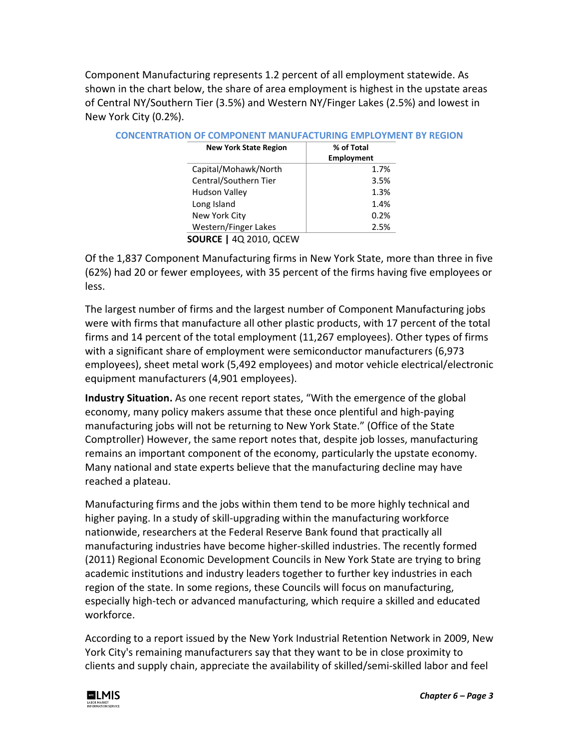Component Manufacturing represents 1.2 percent of all employment statewide. As shown in the chart below, the share of area employment is highest in the upstate areas of Central NY/Southern Tier (3.5%) and Western NY/Finger Lakes (2.5%) and lowest in New York City (0.2%).

**CONCENTRATION OF COMPONENT MANUFACTURING EMPLOYMENT BY REGION**

| New York State Region | % of Total Employment |
|---|---|
| Capital/Mohawk/North | 1.7% |
| Central/Southern Tier | 3.5% |
| Hudson Valley | 1.3% |
| Long Island | 1.4% |
| New York City | 0.2% |
| Western/Finger Lakes | 2.5% |

**SOURCE |** 4Q 2010, QCEW

Of the 1,837 Component Manufacturing firms in New York State, more than three in five (62%) had 20 or fewer employees, with 35 percent of the firms having five employees or less.

The largest number of firms and the largest number of Component Manufacturing jobs were with firms that manufacture all other plastic products, with 17 percent of the total firms and 14 percent of the total employment (11,267 employees). Other types of firms with a significant share of employment were semiconductor manufacturers (6,973 employees), sheet metal work (5,492 employees) and motor vehicle electrical/electronic equipment manufacturers (4,901 employees).

**Industry Situation.** As one recent report states, "With the emergence of the global economy, many policy makers assume that these once plentiful and high-paying manufacturing jobs will not be returning to New York State." (Office of the State Comptroller) However, the same report notes that, despite job losses, manufacturing remains an important component of the economy, particularly the upstate economy. Many national and state experts believe that the manufacturing decline may have reached a plateau.

Manufacturing firms and the jobs within them tend to be more highly technical and higher paying. In a study of skill-upgrading within the manufacturing workforce nationwide, researchers at the Federal Reserve Bank found that practically all manufacturing industries have become higher-skilled industries. The recently formed (2011) Regional Economic Development Councils in New York State are trying to bring academic institutions and industry leaders together to further key industries in each region of the state. In some regions, these Councils will focus on manufacturing, especially high-tech or advanced manufacturing, which require a skilled and educated workforce.

According to a report issued by the New York Industrial Retention Network in 2009, New York City's remaining manufacturers say that they want to be in close proximity to clients and supply chain, appreciate the availability of skilled/semi-skilled labor and feel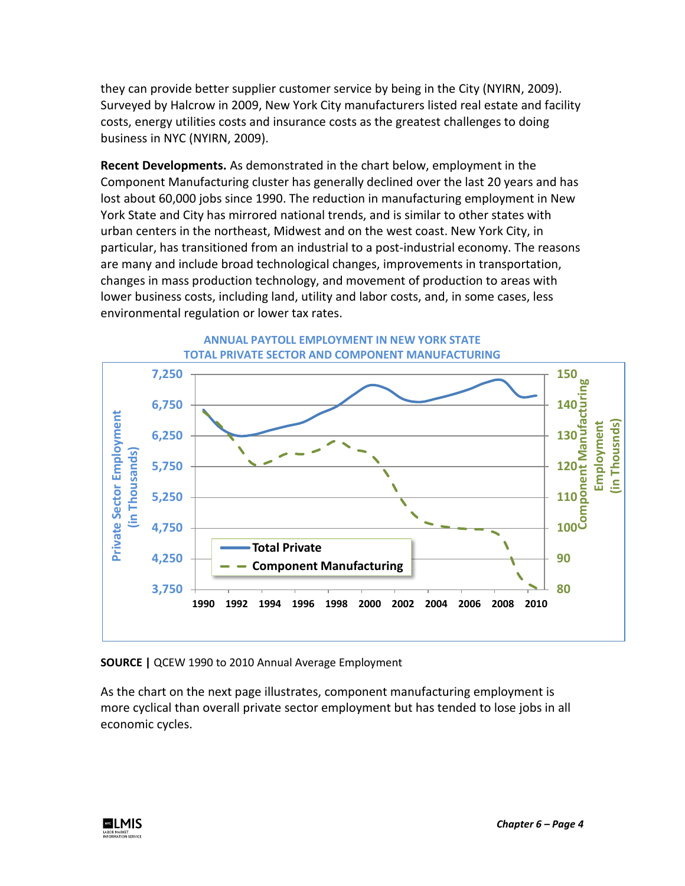they can provide better supplier customer service by being in the City (NYIRN, 2009). Surveyed by Halcrow in 2009, New York City manufacturers listed real estate and facility costs, energy utilities costs and insurance costs as the greatest challenges to doing business in NYC (NYIRN, 2009).

**Recent Developments.** As demonstrated in the chart below, employment in the Component Manufacturing cluster has generally declined over the last 20 years and has lost about 60,000 jobs since 1990. The reduction in manufacturing employment in New York State and City has mirrored national trends, and is similar to other states with urban centers in the northeast, Midwest and on the west coast. New York City, in particular, has transitioned from an industrial to a post-industrial economy. The reasons are many and include broad technological changes, improvements in transportation, changes in mass production technology, and movement of production to areas with lower business costs, including land, utility and labor costs, and, in some cases, less environmental regulation or lower tax rates.

**ANNUAL PAYTOLL EMPLOYMENT IN NEW YORK STATE**
**TOTAL PRIVATE SECTOR AND COMPONENT MANUFACTURING**

**SOURCE |** QCEW 1990 to 2010 Annual Average Employment

As the chart on the next page illustrates, component manufacturing employment is more cyclical than overall private sector employment but has tended to lose jobs in all economic cycles.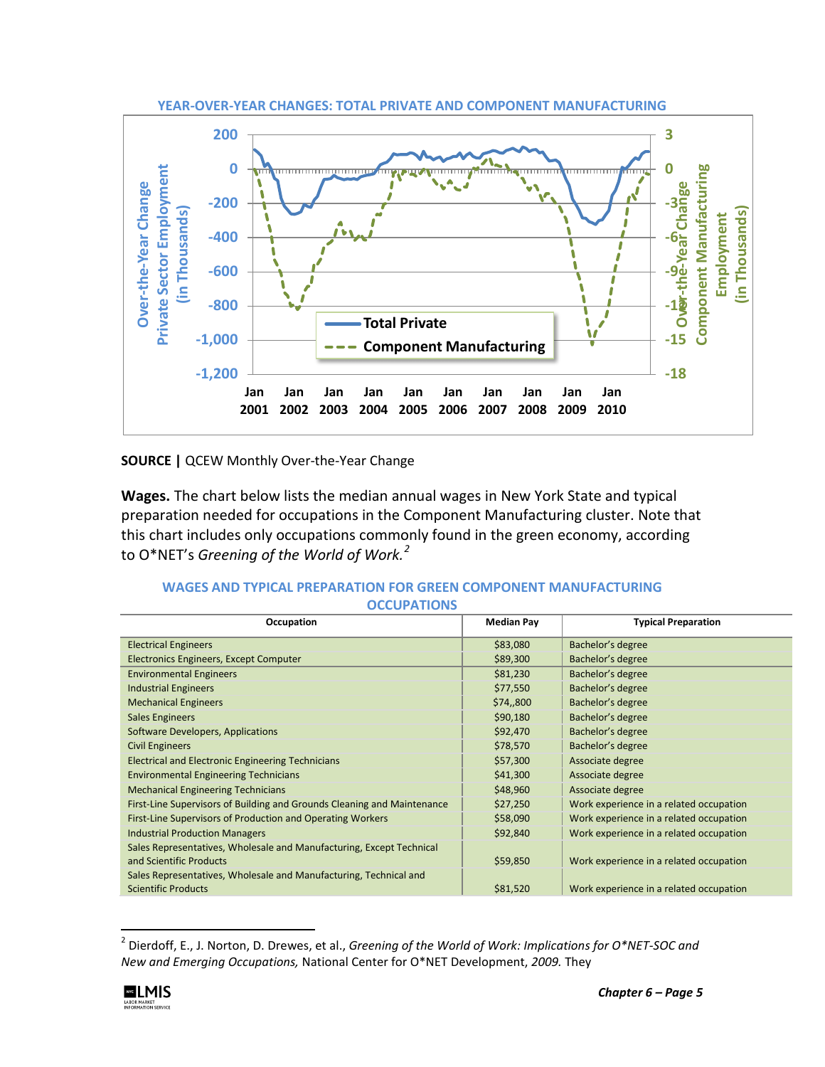**YEAR-OVER-YEAR CHANGES: TOTAL PRIVATE AND COMPONENT MANUFACTURING**

**SOURCE |** QCEW Monthly Over-the-Year Change

**Wages.** The chart below lists the median annual wages in New York State and typical preparation needed for occupations in the Component Manufacturing cluster. Note that this chart includes only occupations commonly found in the green economy, according to O*NET's *Greening of the World of Work.*[2]

**WAGES AND TYPICAL PREPARATION FOR GREEN COMPONENT MANUFACTURING OCCUPATIONS**

| Occupation | Median Pay | Typical Preparation |
|---|---|---|
| Electrical Engineers | $83,080 | Bachelor's degree |
| Electronics Engineers, Except Computer | $89,300 | Bachelor's degree |
| Environmental Engineers | $81,230 | Bachelor's degree |
| Industrial Engineers | $77,550 | Bachelor's degree |
| Mechanical Engineers | $74,,800 | Bachelor's degree |
| Sales Engineers | $90,180 | Bachelor's degree |
| Software Developers, Applications | $92,470 | Bachelor's degree |
| Civil Engineers | $78,570 | Bachelor's degree |
| Electrical and Electronic Engineering Technicians | $57,300 | Associate degree |
| Environmental Engineering Technicians | $41,300 | Associate degree |
| Mechanical Engineering Technicians | $48,960 | Associate degree |
| First-Line Supervisors of Building and Grounds Cleaning and Maintenance | $27,250 | Work experience in a related occupation |
| First-Line Supervisors of Production and Operating Workers | $58,090 | Work experience in a related occupation |
| Industrial Production Managers | $92,840 | Work experience in a related occupation |
| Sales Representatives, Wholesale and Manufacturing, Except Technical and Scientific Products | $59,850 | Work experience in a related occupation |
| Sales Representatives, Wholesale and Manufacturing, Technical and Scientific Products | $81,520 | Work experience in a related occupation |

[2] Dierdoff, E., J. Norton, D. Drewes, et al., *Greening of the World of Work: Implications for O*NET-SOC and New and Emerging Occupations,* National Center for O*NET Development, *2009.* They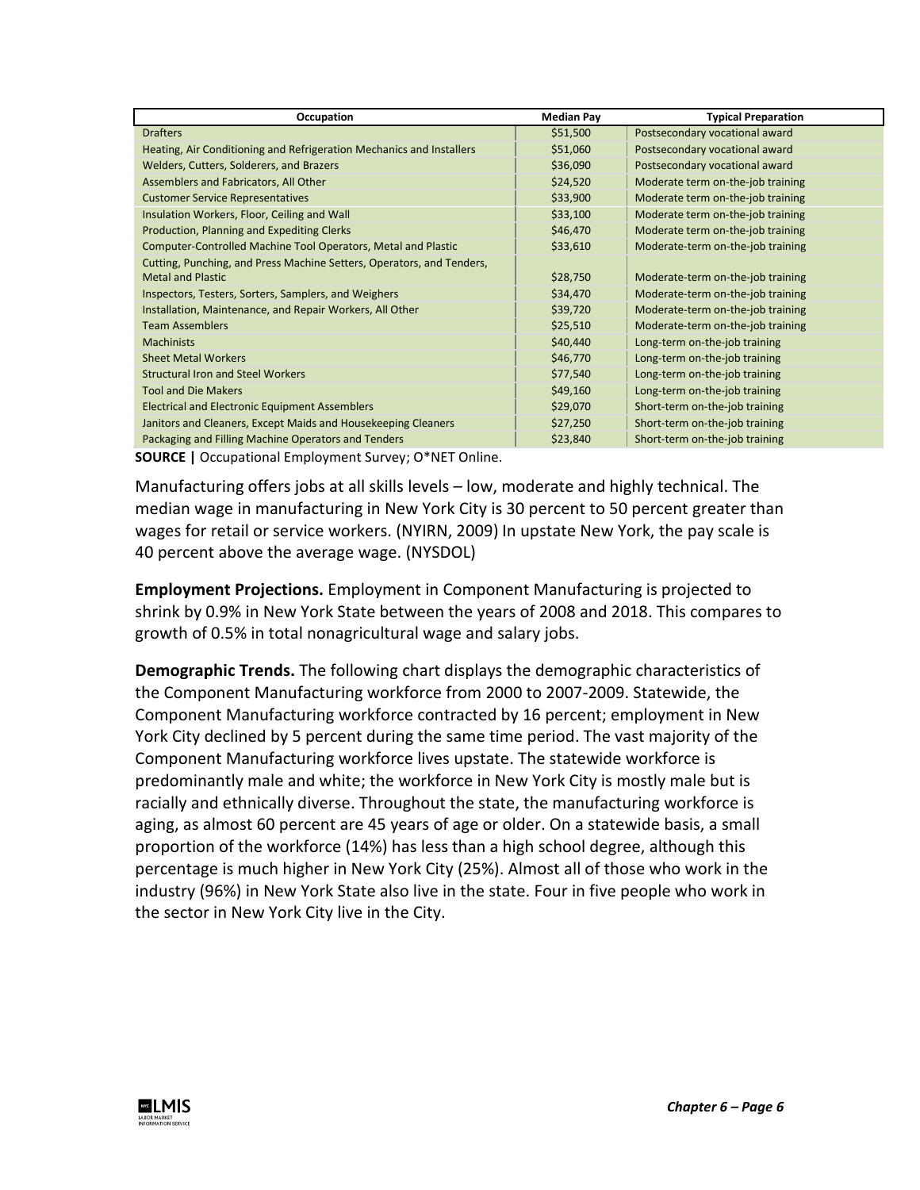| Occupation | Median Pay | Typical Preparation |
|---|---|---|
| Drafters | $51,500 | Postsecondary vocational award |
| Heating, Air Conditioning and Refrigeration Mechanics and Installers | $51,060 | Postsecondary vocational award |
| Welders, Cutters, Solderers, and Brazers | $36,090 | Postsecondary vocational award |
| Assemblers and Fabricators, All Other | $24,520 | Moderate term on-the-job training |
| Customer Service Representatives | $33,900 | Moderate term on-the-job training |
| Insulation Workers, Floor, Ceiling and Wall | $33,100 | Moderate term on-the-job training |
| Production, Planning and Expediting Clerks | $46,470 | Moderate term on-the-job training |
| Computer-Controlled Machine Tool Operators, Metal and Plastic | $33,610 | Moderate-term on-the-job training |
| Cutting, Punching, and Press Machine Setters, Operators, and Tenders, Metal and Plastic | $28,750 | Moderate-term on-the-job training |
| Inspectors, Testers, Sorters, Samplers, and Weighers | $34,470 | Moderate-term on-the-job training |
| Installation, Maintenance, and Repair Workers, All Other | $39,720 | Moderate-term on-the-job training |
| Team Assemblers | $25,510 | Moderate-term on-the-job training |
| Machinists | $40,440 | Long-term on-the-job training |
| Sheet Metal Workers | $46,770 | Long-term on-the-job training |
| Structural Iron and Steel Workers | $77,540 | Long-term on-the-job training |
| Tool and Die Makers | $49,160 | Long-term on-the-job training |
| Electrical and Electronic Equipment Assemblers | $29,070 | Short-term on-the-job training |
| Janitors and Cleaners, Except Maids and Housekeeping Cleaners | $27,250 | Short-term on-the-job training |
| Packaging and Filling Machine Operators and Tenders | $23,840 | Short-term on-the-job training |

**SOURCE |** Occupational Employment Survey; O*NET Online.

Manufacturing offers jobs at all skills levels – low, moderate and highly technical. The median wage in manufacturing in New York City is 30 percent to 50 percent greater than wages for retail or service workers. (NYIRN, 2009) In upstate New York, the pay scale is 40 percent above the average wage. (NYSDOL)

**Employment Projections.** Employment in Component Manufacturing is projected to shrink by 0.9% in New York State between the years of 2008 and 2018. This compares to growth of 0.5% in total nonagricultural wage and salary jobs.

**Demographic Trends.** The following chart displays the demographic characteristics of the Component Manufacturing workforce from 2000 to 2007-2009. Statewide, the Component Manufacturing workforce contracted by 16 percent; employment in New York City declined by 5 percent during the same time period. The vast majority of the Component Manufacturing workforce lives upstate. The statewide workforce is predominantly male and white; the workforce in New York City is mostly male but is racially and ethnically diverse. Throughout the state, the manufacturing workforce is aging, as almost 60 percent are 45 years of age or older. On a statewide basis, a small proportion of the workforce (14%) has less than a high school degree, although this percentage is much higher in New York City (25%). Almost all of those who work in the industry (96%) in New York State also live in the state. Four in five people who work in the sector in New York City live in the City.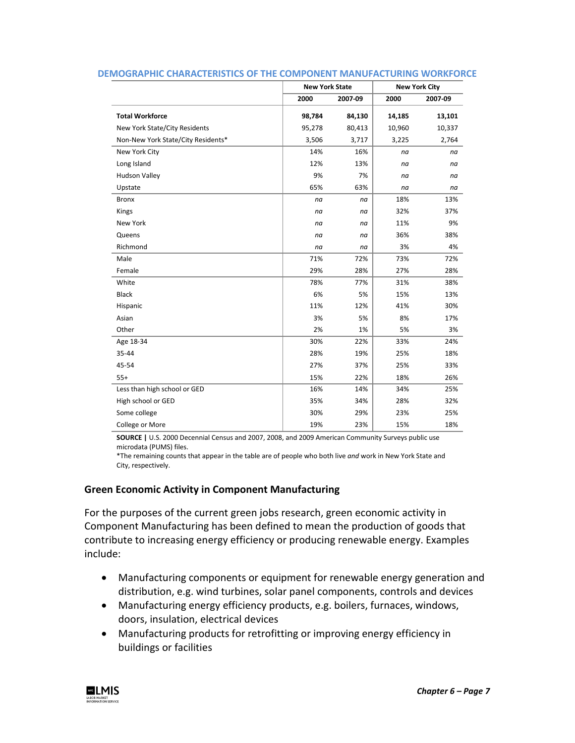### DEMOGRAPHIC CHARACTERISTICS OF THE COMPONENT MANUFACTURING WORKFORCE

| | New York State | | New York City | |
|---|---|---|---|---|
| | 2000 | 2007-09 | 2000 | 2007-09 |
| **Total Workforce** | **98,784** | **84,130** | **14,185** | **13,101** |
| New York State/City Residents | 95,278 | 80,413 | 10,960 | 10,337 |
| Non-New York State/City Residents* | 3,506 | 3,717 | 3,225 | 2,764 |
| New York City | 14% | 16% | *na* | *na* |
| Long Island | 12% | 13% | *na* | *na* |
| Hudson Valley | 9% | 7% | *na* | *na* |
| Upstate | 65% | 63% | *na* | *na* |
| Bronx | *na* | *na* | 18% | 13% |
| Kings | *na* | *na* | 32% | 37% |
| New York | *na* | *na* | 11% | 9% |
| Queens | *na* | *na* | 36% | 38% |
| Richmond | *na* | *na* | 3% | 4% |
| Male | 71% | 72% | 73% | 72% |
| Female | 29% | 28% | 27% | 28% |
| White | 78% | 77% | 31% | 38% |
| Black | 6% | 5% | 15% | 13% |
| Hispanic | 11% | 12% | 41% | 30% |
| Asian | 3% | 5% | 8% | 17% |
| Other | 2% | 1% | 5% | 3% |
| Age 18-34 | 30% | 22% | 33% | 24% |
| 35-44 | 28% | 19% | 25% | 18% |
| 45-54 | 27% | 37% | 25% | 33% |
| 55+ | 15% | 22% | 18% | 26% |
| Less than high school or GED | 16% | 14% | 34% | 25% |
| High school or GED | 35% | 34% | 28% | 32% |
| Some college | 30% | 29% | 23% | 25% |
| College or More | 19% | 23% | 15% | 18% |

**SOURCE |** U.S. 2000 Decennial Census and 2007, 2008, and 2009 American Community Surveys public use microdata (PUMS) files.

*The remaining counts that appear in the table are of people who both live *and* work in New York State and City, respectively.

### Green Economic Activity in Component Manufacturing

For the purposes of the current green jobs research, green economic activity in Component Manufacturing has been defined to mean the production of goods that contribute to increasing energy efficiency or producing renewable energy. Examples include:

- Manufacturing components or equipment for renewable energy generation and distribution, e.g. wind turbines, solar panel components, controls and devices
- Manufacturing energy efficiency products, e.g. boilers, furnaces, windows, doors, insulation, electrical devices
- Manufacturing products for retrofitting or improving energy efficiency in buildings or facilities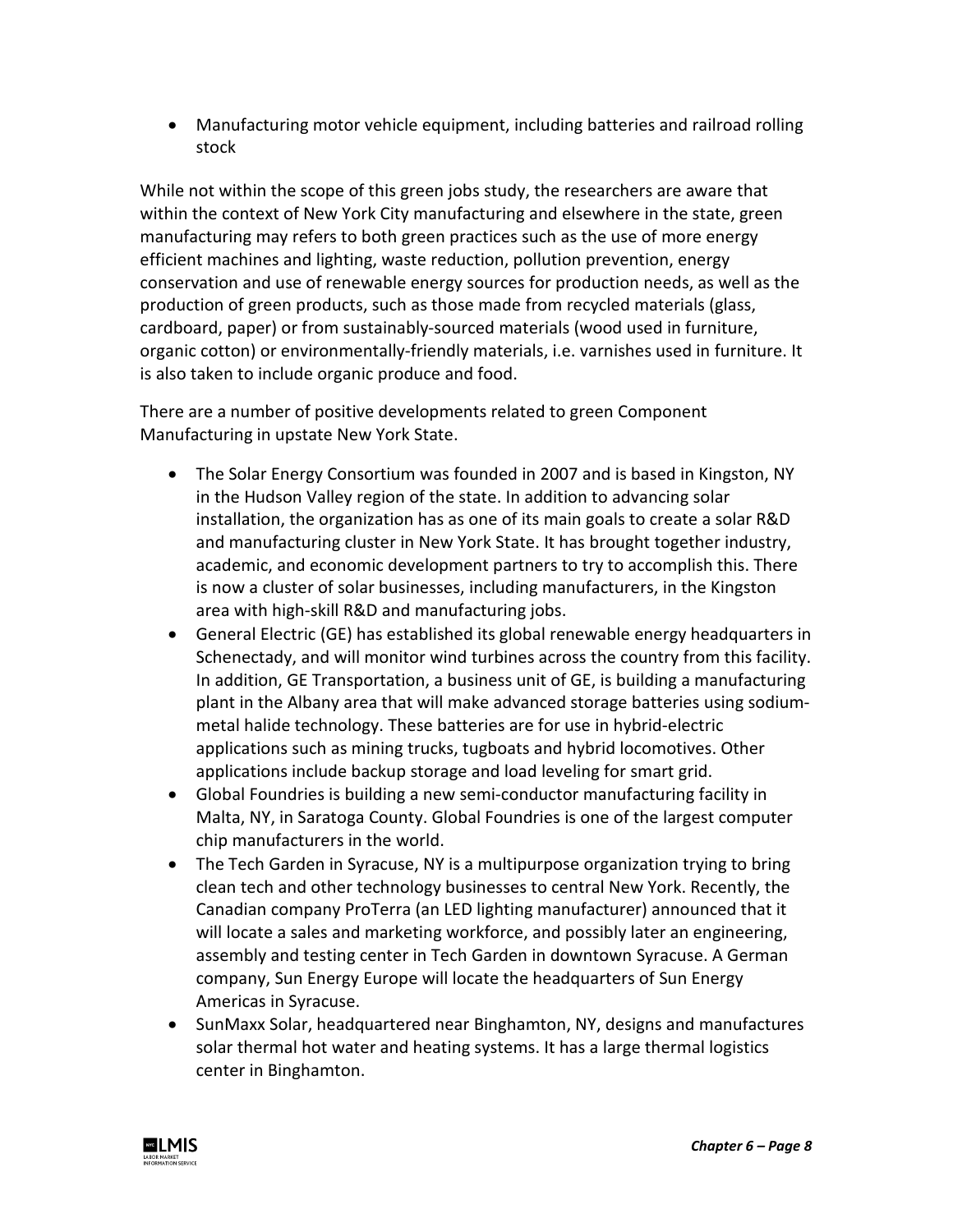- Manufacturing motor vehicle equipment, including batteries and railroad rolling stock

While not within the scope of this green jobs study, the researchers are aware that within the context of New York City manufacturing and elsewhere in the state, green manufacturing may refers to both green practices such as the use of more energy efficient machines and lighting, waste reduction, pollution prevention, energy conservation and use of renewable energy sources for production needs, as well as the production of green products, such as those made from recycled materials (glass, cardboard, paper) or from sustainably-sourced materials (wood used in furniture, organic cotton) or environmentally-friendly materials, i.e. varnishes used in furniture. It is also taken to include organic produce and food.

There are a number of positive developments related to green Component Manufacturing in upstate New York State.

- The Solar Energy Consortium was founded in 2007 and is based in Kingston, NY in the Hudson Valley region of the state. In addition to advancing solar installation, the organization has as one of its main goals to create a solar R&D and manufacturing cluster in New York State. It has brought together industry, academic, and economic development partners to try to accomplish this. There is now a cluster of solar businesses, including manufacturers, in the Kingston area with high-skill R&D and manufacturing jobs.
- General Electric (GE) has established its global renewable energy headquarters in Schenectady, and will monitor wind turbines across the country from this facility. In addition, GE Transportation, a business unit of GE, is building a manufacturing plant in the Albany area that will make advanced storage batteries using sodium-metal halide technology. These batteries are for use in hybrid-electric applications such as mining trucks, tugboats and hybrid locomotives. Other applications include backup storage and load leveling for smart grid.
- Global Foundries is building a new semi-conductor manufacturing facility in Malta, NY, in Saratoga County. Global Foundries is one of the largest computer chip manufacturers in the world.
- The Tech Garden in Syracuse, NY is a multipurpose organization trying to bring clean tech and other technology businesses to central New York. Recently, the Canadian company ProTerra (an LED lighting manufacturer) announced that it will locate a sales and marketing workforce, and possibly later an engineering, assembly and testing center in Tech Garden in downtown Syracuse. A German company, Sun Energy Europe will locate the headquarters of Sun Energy Americas in Syracuse.
- SunMaxx Solar, headquartered near Binghamton, NY, designs and manufactures solar thermal hot water and heating systems. It has a large thermal logistics center in Binghamton.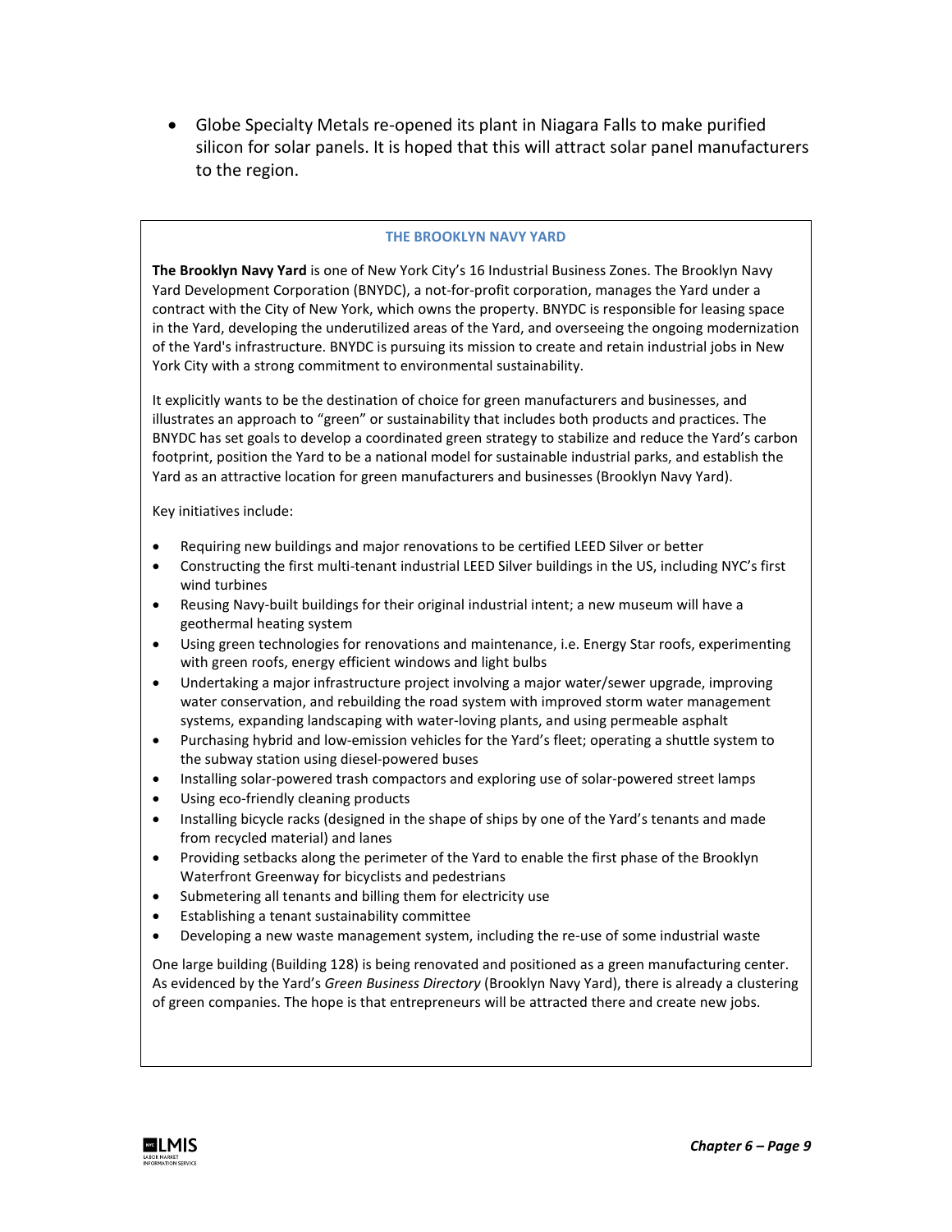- Globe Specialty Metals re-opened its plant in Niagara Falls to make purified silicon for solar panels. It is hoped that this will attract solar panel manufacturers to the region.

### THE BROOKLYN NAVY YARD

**The Brooklyn Navy Yard** is one of New York City's 16 Industrial Business Zones. The Brooklyn Navy Yard Development Corporation (BNYDC), a not-for-profit corporation, manages the Yard under a contract with the City of New York, which owns the property. BNYDC is responsible for leasing space in the Yard, developing the underutilized areas of the Yard, and overseeing the ongoing modernization of the Yard's infrastructure. BNYDC is pursuing its mission to create and retain industrial jobs in New York City with a strong commitment to environmental sustainability.

It explicitly wants to be the destination of choice for green manufacturers and businesses, and illustrates an approach to "green" or sustainability that includes both products and practices. The BNYDC has set goals to develop a coordinated green strategy to stabilize and reduce the Yard's carbon footprint, position the Yard to be a national model for sustainable industrial parks, and establish the Yard as an attractive location for green manufacturers and businesses (Brooklyn Navy Yard).

Key initiatives include:

- Requiring new buildings and major renovations to be certified LEED Silver or better
- Constructing the first multi-tenant industrial LEED Silver buildings in the US, including NYC's first wind turbines
- Reusing Navy-built buildings for their original industrial intent; a new museum will have a geothermal heating system
- Using green technologies for renovations and maintenance, i.e. Energy Star roofs, experimenting with green roofs, energy efficient windows and light bulbs
- Undertaking a major infrastructure project involving a major water/sewer upgrade, improving water conservation, and rebuilding the road system with improved storm water management systems, expanding landscaping with water-loving plants, and using permeable asphalt
- Purchasing hybrid and low-emission vehicles for the Yard's fleet; operating a shuttle system to the subway station using diesel-powered buses
- Installing solar-powered trash compactors and exploring use of solar-powered street lamps
- Using eco-friendly cleaning products
- Installing bicycle racks (designed in the shape of ships by one of the Yard's tenants and made from recycled material) and lanes
- Providing setbacks along the perimeter of the Yard to enable the first phase of the Brooklyn Waterfront Greenway for bicyclists and pedestrians
- Submetering all tenants and billing them for electricity use
- Establishing a tenant sustainability committee
- Developing a new waste management system, including the re-use of some industrial waste

One large building (Building 128) is being renovated and positioned as a green manufacturing center. As evidenced by the Yard's *Green Business Directory* (Brooklyn Navy Yard), there is already a clustering of green companies. The hope is that entrepreneurs will be attracted there and create new jobs.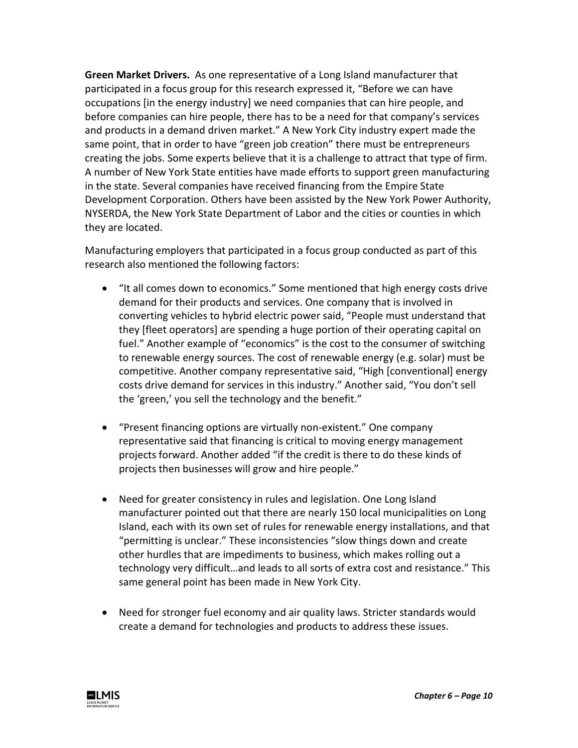**Green Market Drivers.** As one representative of a Long Island manufacturer that participated in a focus group for this research expressed it, "Before we can have occupations [in the energy industry] we need companies that can hire people, and before companies can hire people, there has to be a need for that company's services and products in a demand driven market." A New York City industry expert made the same point, that in order to have "green job creation" there must be entrepreneurs creating the jobs. Some experts believe that it is a challenge to attract that type of firm. A number of New York State entities have made efforts to support green manufacturing in the state. Several companies have received financing from the Empire State Development Corporation. Others have been assisted by the New York Power Authority, NYSERDA, the New York State Department of Labor and the cities or counties in which they are located.

Manufacturing employers that participated in a focus group conducted as part of this research also mentioned the following factors:

- "It all comes down to economics." Some mentioned that high energy costs drive demand for their products and services. One company that is involved in converting vehicles to hybrid electric power said, "People must understand that they [fleet operators] are spending a huge portion of their operating capital on fuel." Another example of "economics" is the cost to the consumer of switching to renewable energy sources. The cost of renewable energy (e.g. solar) must be competitive. Another company representative said, "High [conventional] energy costs drive demand for services in this industry." Another said, "You don't sell the 'green,' you sell the technology and the benefit."

- "Present financing options are virtually non-existent." One company representative said that financing is critical to moving energy management projects forward. Another added "if the credit is there to do these kinds of projects then businesses will grow and hire people."

- Need for greater consistency in rules and legislation. One Long Island manufacturer pointed out that there are nearly 150 local municipalities on Long Island, each with its own set of rules for renewable energy installations, and that "permitting is unclear." These inconsistencies "slow things down and create other hurdles that are impediments to business, which makes rolling out a technology very difficult…and leads to all sorts of extra cost and resistance." This same general point has been made in New York City.

- Need for stronger fuel economy and air quality laws. Stricter standards would create a demand for technologies and products to address these issues.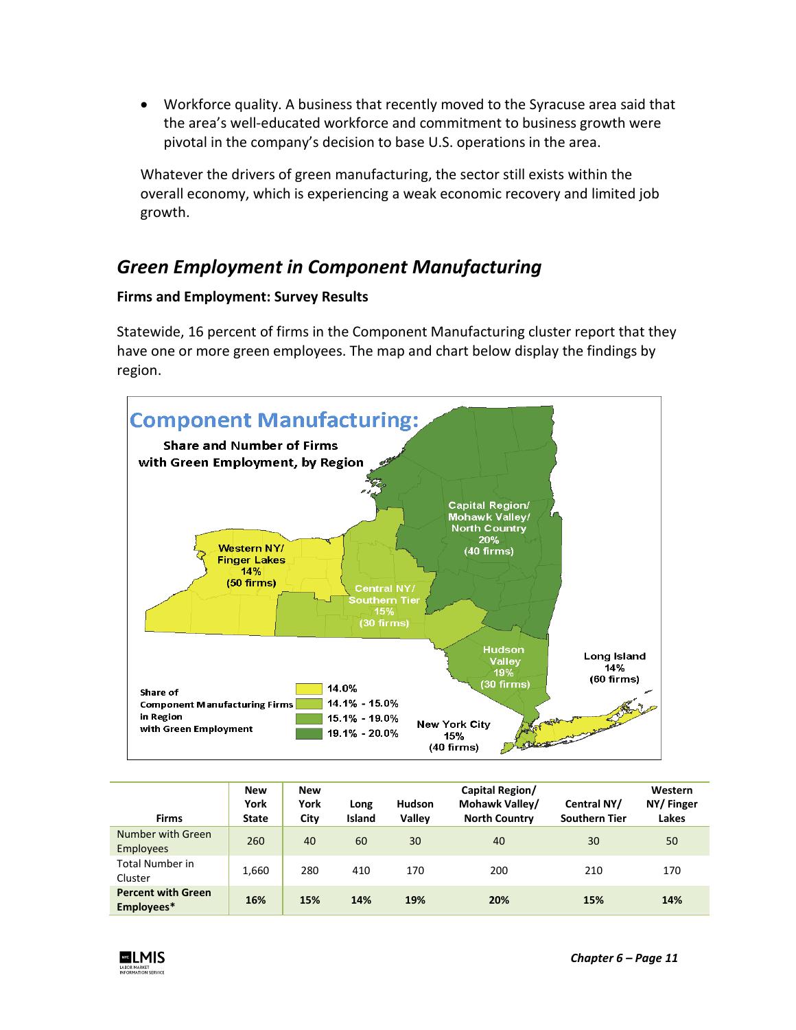- Workforce quality. A business that recently moved to the Syracuse area said that the area's well-educated workforce and commitment to business growth were pivotal in the company's decision to base U.S. operations in the area.

Whatever the drivers of green manufacturing, the sector still exists within the overall economy, which is experiencing a weak economic recovery and limited job growth.

## *Green Employment in Component Manufacturing*

**Firms and Employment: Survey Results**

Statewide, 16 percent of firms in the Component Manufacturing cluster report that they have one or more green employees. The map and chart below display the findings by region.

**Component Manufacturing: Share and Number of Firms with Green Employment, by Region**

- Western NY/ Finger Lakes: 14% (50 firms)
- Central NY/ Southern Tier: 15% (30 firms)
- Capital Region/ Mohawk Valley/ North Country: 20% (40 firms)
- Hudson Valley: 19% (30 firms)
- New York City: 15% (40 firms)
- Long Island: 14% (60 firms)

Share of Component Manufacturing Firms in Region with Green Employment: 14.0%; 14.1% - 15.0%; 15.1% - 19.0%; 19.1% - 20.0%

| Firms | New York State | New York City | Long Island | Hudson Valley | Capital Region/ Mohawk Valley/ North Country | Central NY/ Southern Tier | Western NY/ Finger Lakes |
|---|---|---|---|---|---|---|---|
| Number with Green Employees | 260 | 40 | 60 | 30 | 40 | 30 | 50 |
| Total Number in Cluster | 1,660 | 280 | 410 | 170 | 200 | 210 | 170 |
| **Percent with Green Employees*** | **16%** | **15%** | **14%** | **19%** | **20%** | **15%** | **14%** |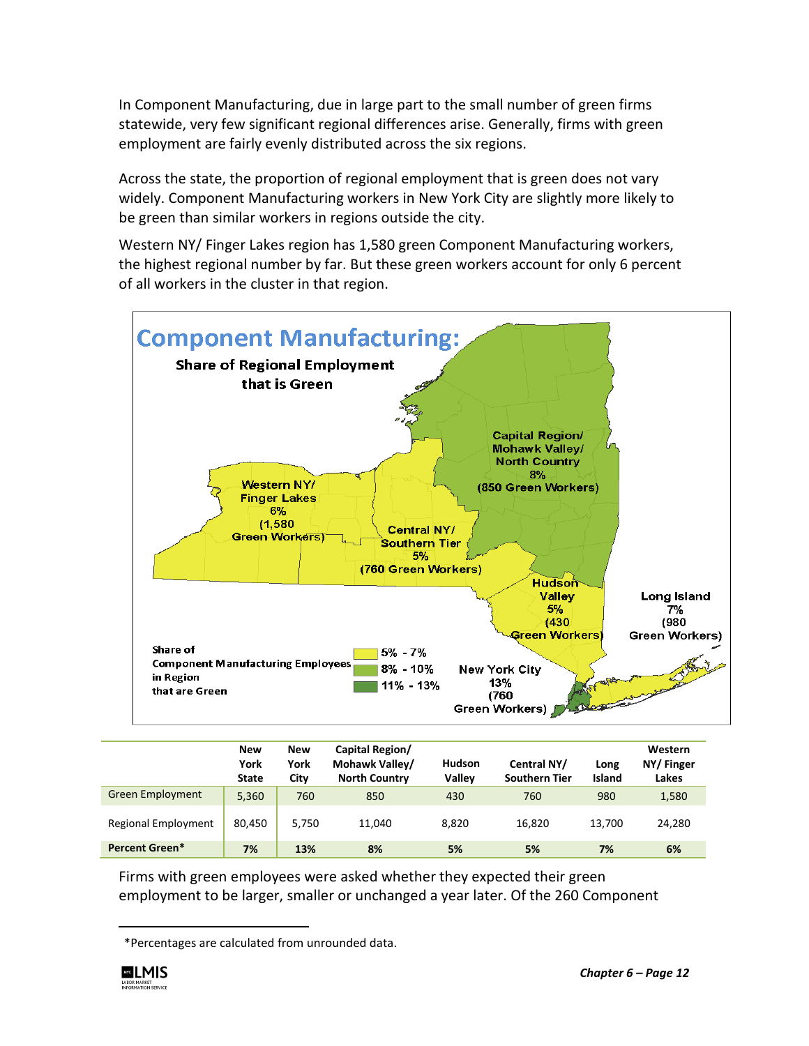In Component Manufacturing, due in large part to the small number of green firms statewide, very few significant regional differences arise. Generally, firms with green employment are fairly evenly distributed across the six regions.

Across the state, the proportion of regional employment that is green does not vary widely. Component Manufacturing workers in New York City are slightly more likely to be green than similar workers in regions outside the city.

Western NY/ Finger Lakes region has 1,580 green Component Manufacturing workers, the highest regional number by far. But these green workers account for only 6 percent of all workers in the cluster in that region.

**Component Manufacturing:**

**Share of Regional Employment that is Green**

Capital Region/ Mohawk Valley/ North Country 8% (850 Green Workers)

Western NY/ Finger Lakes 6% (1,580 Green Workers)

Central NY/ Southern Tier 5% (760 Green Workers)

Hudson Valley 5% (430 Green Workers)

Long Island 7% (980 Green Workers)

New York City 13% (760 Green Workers)

Share of Component Manufacturing Employees in Region that are Green: 5% - 7%; 8% - 10%; 11% - 13%

| | New York State | New York City | Capital Region/ Mohawk Valley/ North Country | Hudson Valley | Central NY/ Southern Tier | Long Island | Western NY/ Finger Lakes |
|---|---|---|---|---|---|---|---|
| Green Employment | 5,360 | 760 | 850 | 430 | 760 | 980 | 1,580 |
| Regional Employment | 80,450 | 5,750 | 11,040 | 8,820 | 16,820 | 13,700 | 24,280 |
| **Percent Green*** | **7%** | **13%** | **8%** | **5%** | **5%** | **7%** | **6%** |

Firms with green employees were asked whether they expected their green employment to be larger, smaller or unchanged a year later. Of the 260 Component

*Percentages are calculated from unrounded data.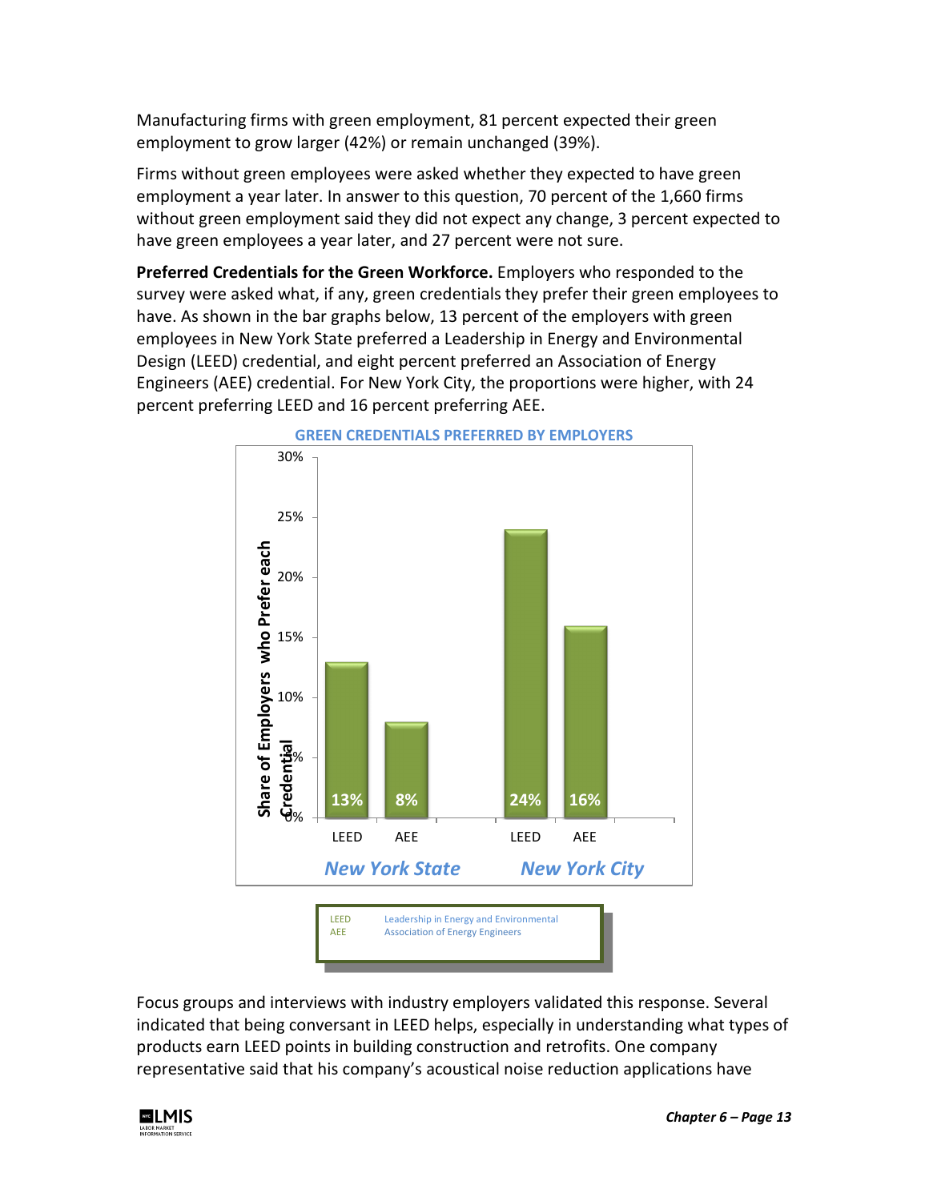Manufacturing firms with green employment, 81 percent expected their green employment to grow larger (42%) or remain unchanged (39%).

Firms without green employees were asked whether they expected to have green employment a year later. In answer to this question, 70 percent of the 1,660 firms without green employment said they did not expect any change, 3 percent expected to have green employees a year later, and 27 percent were not sure.

**Preferred Credentials for the Green Workforce.** Employers who responded to the survey were asked what, if any, green credentials they prefer their green employees to have. As shown in the bar graphs below, 13 percent of the employers with green employees in New York State preferred a Leadership in Energy and Environmental Design (LEED) credential, and eight percent preferred an Association of Energy Engineers (AEE) credential. For New York City, the proportions were higher, with 24 percent preferring LEED and 16 percent preferring AEE.

**GREEN CREDENTIALS PREFERRED BY EMPLOYERS**

Share of Employers who Prefer each Credential

| | LEED | AEE |
|---|---|---|
| *New York State* | 13% | 8% |
| *New York City* | 24% | 16% |

| | |
|---|---|
| LEED | Leadership in Energy and Environmental |
| AEE | Association of Energy Engineers |

Focus groups and interviews with industry employers validated this response. Several indicated that being conversant in LEED helps, especially in understanding what types of products earn LEED points in building construction and retrofits. One company representative said that his company's acoustical noise reduction applications have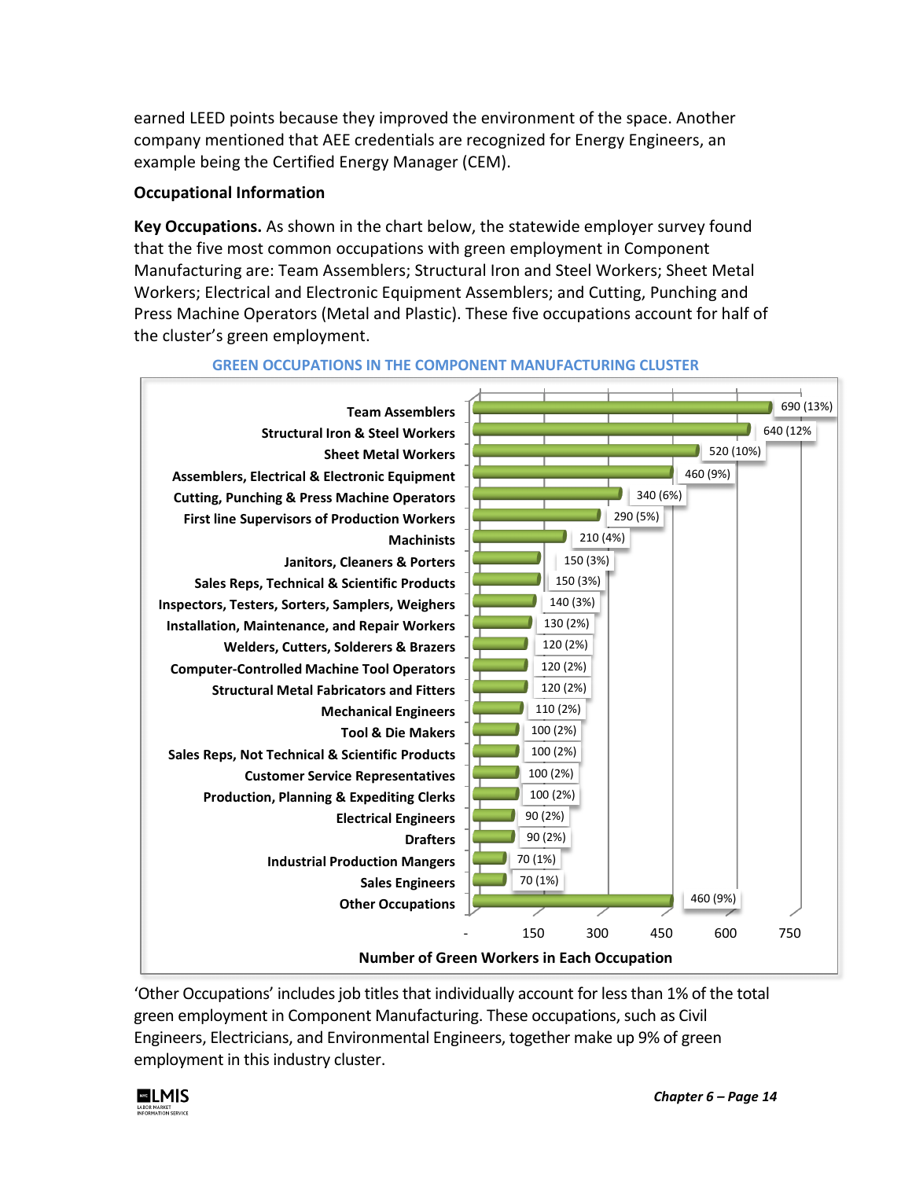earned LEED points because they improved the environment of the space. Another company mentioned that AEE credentials are recognized for Energy Engineers, an example being the Certified Energy Manager (CEM).

**Occupational Information**

**Key Occupations.** As shown in the chart below, the statewide employer survey found that the five most common occupations with green employment in Component Manufacturing are: Team Assemblers; Structural Iron and Steel Workers; Sheet Metal Workers; Electrical and Electronic Equipment Assemblers; and Cutting, Punching and Press Machine Operators (Metal and Plastic). These five occupations account for half of the cluster's green employment.

**GREEN OCCUPATIONS IN THE COMPONENT MANUFACTURING CLUSTER**

| Occupation | Number of Green Workers in Each Occupation |
| --- | --- |
| Team Assemblers | 690 (13%) |
| Structural Iron & Steel Workers | 640 (12% |
| Sheet Metal Workers | 520 (10%) |
| Assemblers, Electrical & Electronic Equipment | 460 (9%) |
| Cutting, Punching & Press Machine Operators | 340 (6%) |
| First line Supervisors of Production Workers | 290 (5%) |
| Machinists | 210 (4%) |
| Janitors, Cleaners & Porters | 150 (3%) |
| Sales Reps, Technical & Scientific Products | 150 (3%) |
| Inspectors, Testers, Sorters, Samplers, Weighers | 140 (3%) |
| Installation, Maintenance, and Repair Workers | 130 (2%) |
| Welders, Cutters, Solderers & Brazers | 120 (2%) |
| Computer-Controlled Machine Tool Operators | 120 (2%) |
| Structural Metal Fabricators and Fitters | 120 (2%) |
| Mechanical Engineers | 110 (2%) |
| Tool & Die Makers | 100 (2%) |
| Sales Reps, Not Technical & Scientific Products | 100 (2%) |
| Customer Service Representatives | 100 (2%) |
| Production, Planning & Expediting Clerks | 100 (2%) |
| Electrical Engineers | 90 (2%) |
| Drafters | 90 (2%) |
| Industrial Production Mangers | 70 (1%) |
| Sales Engineers | 70 (1%) |
| Other Occupations | 460 (9%) |

'Other Occupations' includes job titles that individually account for less than 1% of the total green employment in Component Manufacturing. These occupations, such as Civil Engineers, Electricians, and Environmental Engineers, together make up 9% of green employment in this industry cluster.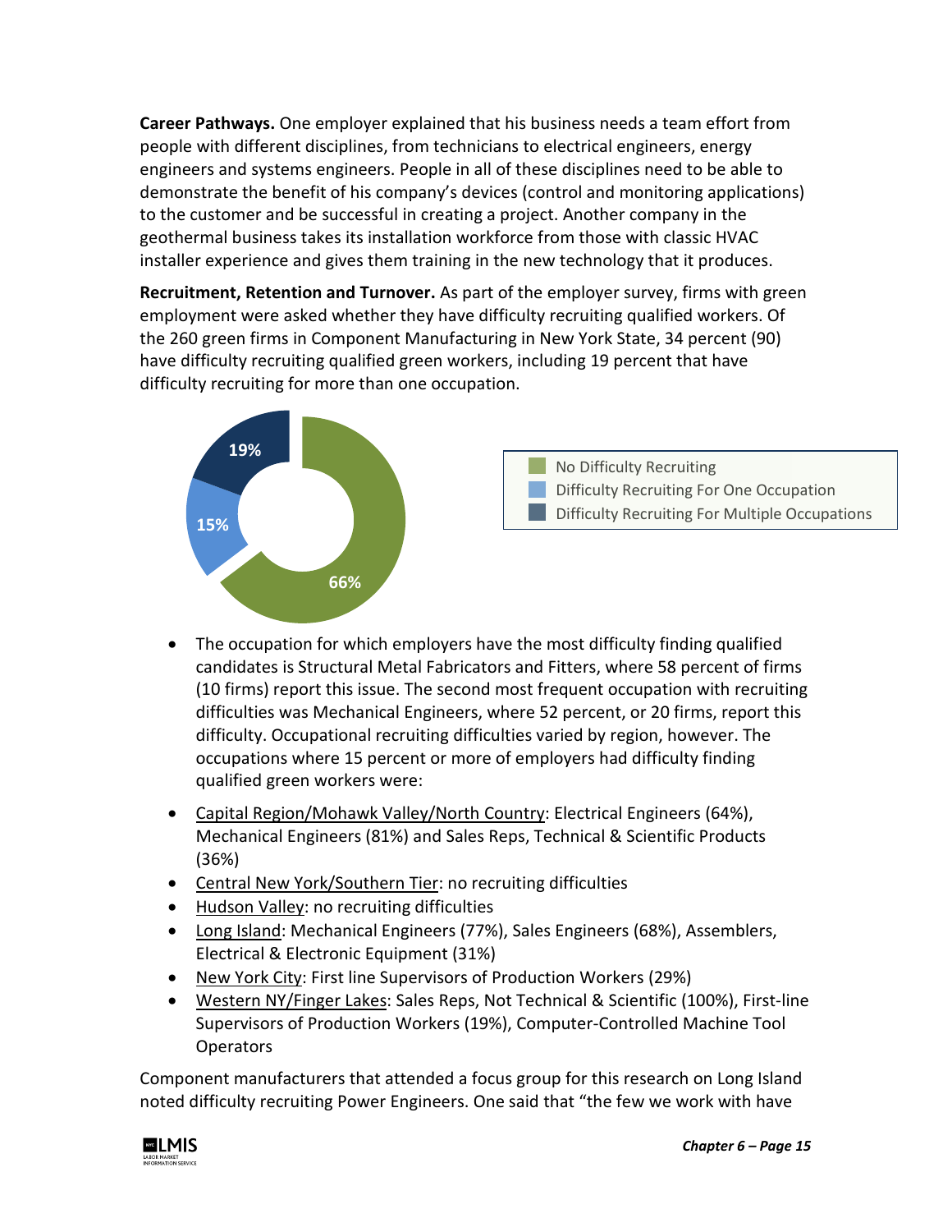**Career Pathways.** One employer explained that his business needs a team effort from people with different disciplines, from technicians to electrical engineers, energy engineers and systems engineers. People in all of these disciplines need to be able to demonstrate the benefit of his company's devices (control and monitoring applications) to the customer and be successful in creating a project. Another company in the geothermal business takes its installation workforce from those with classic HVAC installer experience and gives them training in the new technology that it produces.

**Recruitment, Retention and Turnover.** As part of the employer survey, firms with green employment were asked whether they have difficulty recruiting qualified workers. Of the 260 green firms in Component Manufacturing in New York State, 34 percent (90) have difficulty recruiting qualified green workers, including 19 percent that have difficulty recruiting for more than one occupation.

| Category | Percent |
| --- | --- |
| No Difficulty Recruiting | 66% |
| Difficulty Recruiting For One Occupation | 15% |
| Difficulty Recruiting For Multiple Occupations | 19% |

- The occupation for which employers have the most difficulty finding qualified candidates is Structural Metal Fabricators and Fitters, where 58 percent of firms (10 firms) report this issue. The second most frequent occupation with recruiting difficulties was Mechanical Engineers, where 52 percent, or 20 firms, report this difficulty. Occupational recruiting difficulties varied by region, however. The occupations where 15 percent or more of employers had difficulty finding qualified green workers were:
- Capital Region/Mohawk Valley/North Country: Electrical Engineers (64%), Mechanical Engineers (81%) and Sales Reps, Technical & Scientific Products (36%)
- Central New York/Southern Tier: no recruiting difficulties
- Hudson Valley: no recruiting difficulties
- Long Island: Mechanical Engineers (77%), Sales Engineers (68%), Assemblers, Electrical & Electronic Equipment (31%)
- New York City: First line Supervisors of Production Workers (29%)
- Western NY/Finger Lakes: Sales Reps, Not Technical & Scientific (100%), First-line Supervisors of Production Workers (19%), Computer-Controlled Machine Tool Operators

Component manufacturers that attended a focus group for this research on Long Island noted difficulty recruiting Power Engineers. One said that "the few we work with have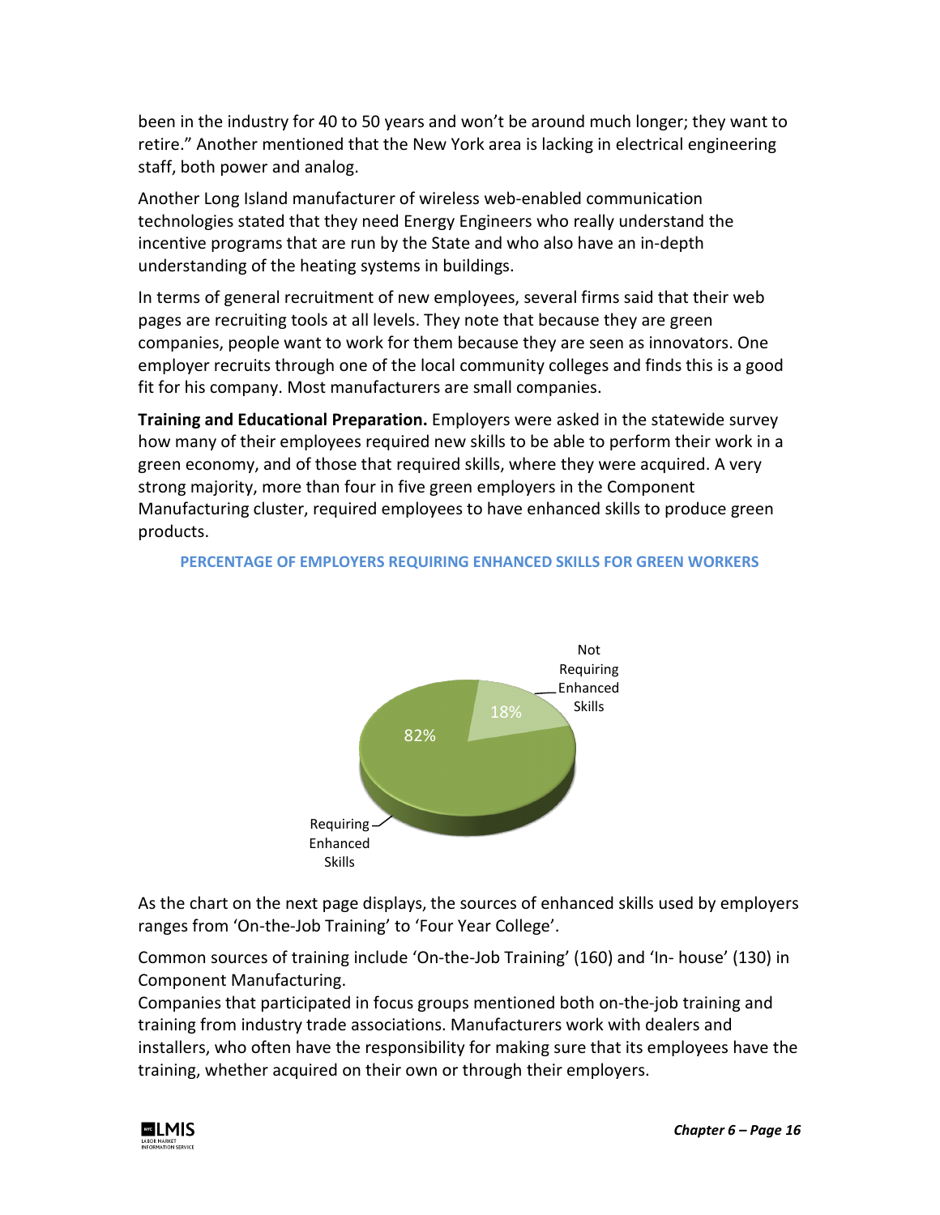been in the industry for 40 to 50 years and won't be around much longer; they want to retire." Another mentioned that the New York area is lacking in electrical engineering staff, both power and analog.

Another Long Island manufacturer of wireless web-enabled communication technologies stated that they need Energy Engineers who really understand the incentive programs that are run by the State and who also have an in-depth understanding of the heating systems in buildings.

In terms of general recruitment of new employees, several firms said that their web pages are recruiting tools at all levels. They note that because they are green companies, people want to work for them because they are seen as innovators. One employer recruits through one of the local community colleges and finds this is a good fit for his company. Most manufacturers are small companies.

**Training and Educational Preparation.** Employers were asked in the statewide survey how many of their employees required new skills to be able to perform their work in a green economy, and of those that required skills, where they were acquired. A very strong majority, more than four in five green employers in the Component Manufacturing cluster, required employees to have enhanced skills to produce green products.

**PERCENTAGE OF EMPLOYERS REQUIRING ENHANCED SKILLS FOR GREEN WORKERS**

| Category | Percentage |
|---|---|
| Requiring Enhanced Skills | 82% |
| Not Requiring Enhanced Skills | 18% |

As the chart on the next page displays, the sources of enhanced skills used by employers ranges from 'On-the-Job Training' to 'Four Year College'.

Common sources of training include 'On-the-Job Training' (160) and 'In- house' (130) in Component Manufacturing.

Companies that participated in focus groups mentioned both on-the-job training and training from industry trade associations. Manufacturers work with dealers and installers, who often have the responsibility for making sure that its employees have the training, whether acquired on their own or through their employers.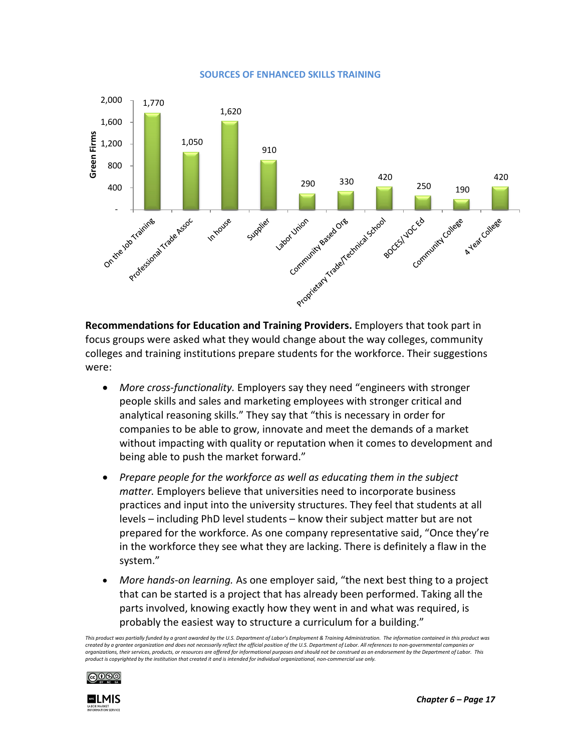SOURCES OF ENHANCED SKILLS TRAINING

Green Firms

2,000
1,600
1,200
800
400
-

1,770
1,050
1,620
910
290
330
420
250
190
420

On the Job Training
Professional Trade Assoc
In house
Supplier
Labor Union
Community Based Org
Proprietary Trade/Technical School
BOCES/ VOC Ed
Community College
4 Year College

**Recommendations for Education and Training Providers.** Employers that took part in focus groups were asked what they would change about the way colleges, community colleges and training institutions prepare students for the workforce. Their suggestions were:

- *More cross-functionality.* Employers say they need "engineers with stronger people skills and sales and marketing employees with stronger critical and analytical reasoning skills." They say that "this is necessary in order for companies to be able to grow, innovate and meet the demands of a market without impacting with quality or reputation when it comes to development and being able to push the market forward."
- *Prepare people for the workforce as well as educating them in the subject matter.* Employers believe that universities need to incorporate business practices and input into the university structures. They feel that students at all levels – including PhD level students – know their subject matter but are not prepared for the workforce. As one company representative said, "Once they're in the workforce they see what they are lacking. There is definitely a flaw in the system."
- *More hands-on learning.* As one employer said, "the next best thing to a project that can be started is a project that has already been performed. Taking all the parts involved, knowing exactly how they went in and what was required, is probably the easiest way to structure a curriculum for a building."

*This product was partially funded by a grant awarded by the U.S. Department of Labor's Employment & Training Administration. The information contained in this product was created by a grantee organization and does not necessarily reflect the official position of the U.S. Department of Labor. All references to non-governmental companies or organizations, their services, products, or resources are offered for informational purposes and should not be construed as an endorsement by the Department of Labor. This product is copyrighted by the institution that created it and is intended for individual organizational, non-commercial use only.*